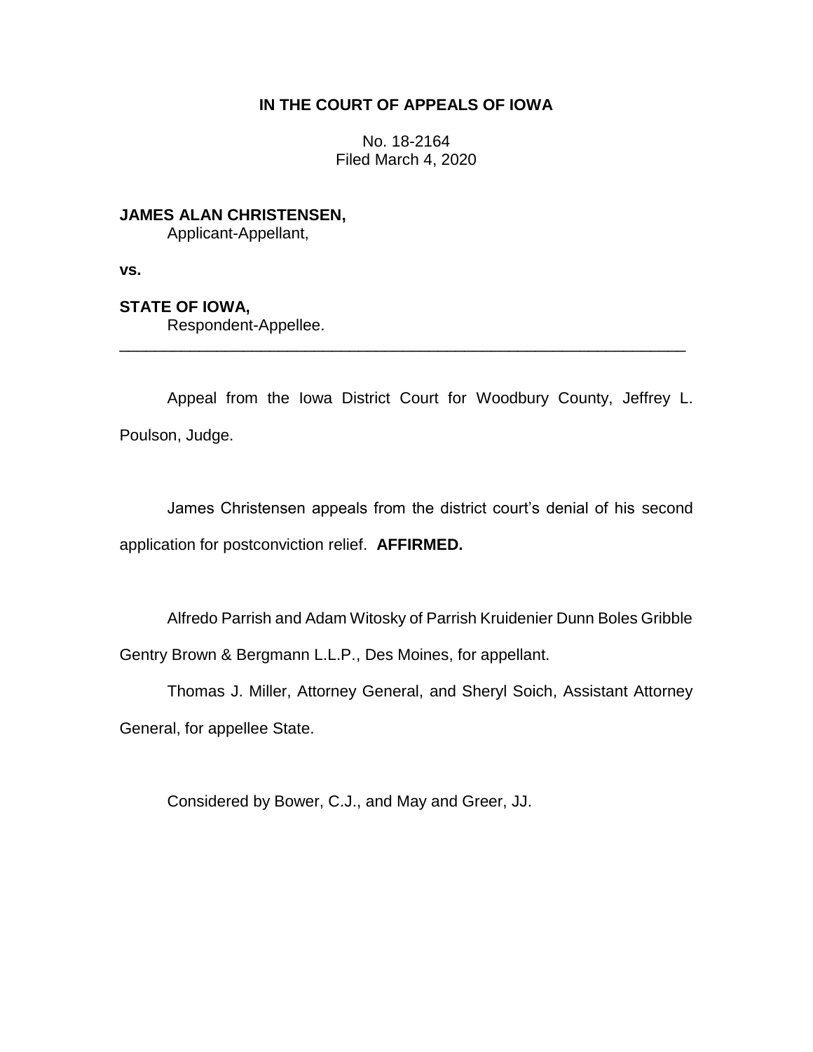**IN THE COURT OF APPEALS OF IOWA**

No. 18-2164
Filed March 4, 2020

**JAMES ALAN CHRISTENSEN,**
Applicant-Appellant,

**vs.**

**STATE OF IOWA,**
Respondent-Appellee.

---

Appeal from the Iowa District Court for Woodbury County, Jeffrey L. Poulson, Judge.

James Christensen appeals from the district court's denial of his second application for postconviction relief. **AFFIRMED.**

Alfredo Parrish and Adam Witosky of Parrish Kruidenier Dunn Boles Gribble Gentry Brown & Bergmann L.L.P., Des Moines, for appellant.

Thomas J. Miller, Attorney General, and Sheryl Soich, Assistant Attorney General, for appellee State.

Considered by Bower, C.J., and May and Greer, JJ.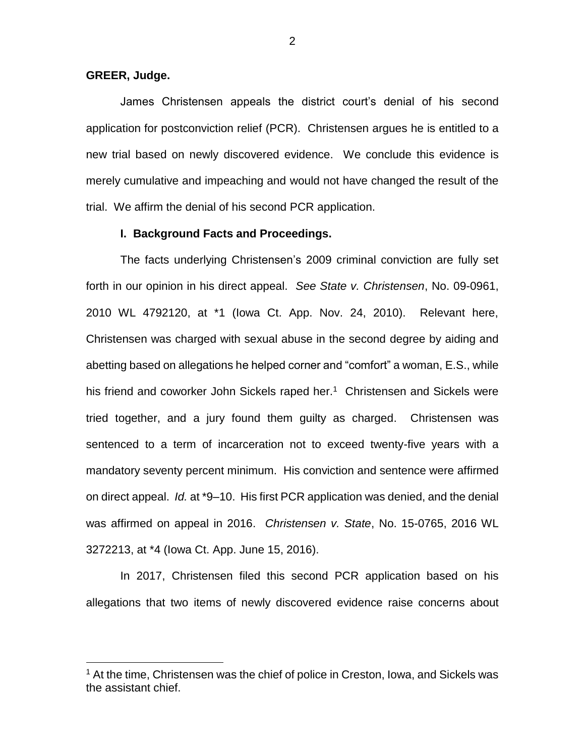**GREER, Judge.**

James Christensen appeals the district court's denial of his second application for postconviction relief (PCR). Christensen argues he is entitled to a new trial based on newly discovered evidence. We conclude this evidence is merely cumulative and impeaching and would not have changed the result of the trial. We affirm the denial of his second PCR application.

**I. Background Facts and Proceedings.**

The facts underlying Christensen's 2009 criminal conviction are fully set forth in our opinion in his direct appeal. *See State v. Christensen*, No. 09-0961, 2010 WL 4792120, at *1 (Iowa Ct. App. Nov. 24, 2010). Relevant here, Christensen was charged with sexual abuse in the second degree by aiding and abetting based on allegations he helped corner and "comfort" a woman, E.S., while his friend and coworker John Sickels raped her.[1] Christensen and Sickels were tried together, and a jury found them guilty as charged. Christensen was sentenced to a term of incarceration not to exceed twenty-five years with a mandatory seventy percent minimum. His conviction and sentence were affirmed on direct appeal. *Id.* at *9–10. His first PCR application was denied, and the denial was affirmed on appeal in 2016. *Christensen v. State*, No. 15-0765, 2016 WL 3272213, at *4 (Iowa Ct. App. June 15, 2016).

In 2017, Christensen filed this second PCR application based on his allegations that two items of newly discovered evidence raise concerns about

[1] At the time, Christensen was the chief of police in Creston, Iowa, and Sickels was the assistant chief.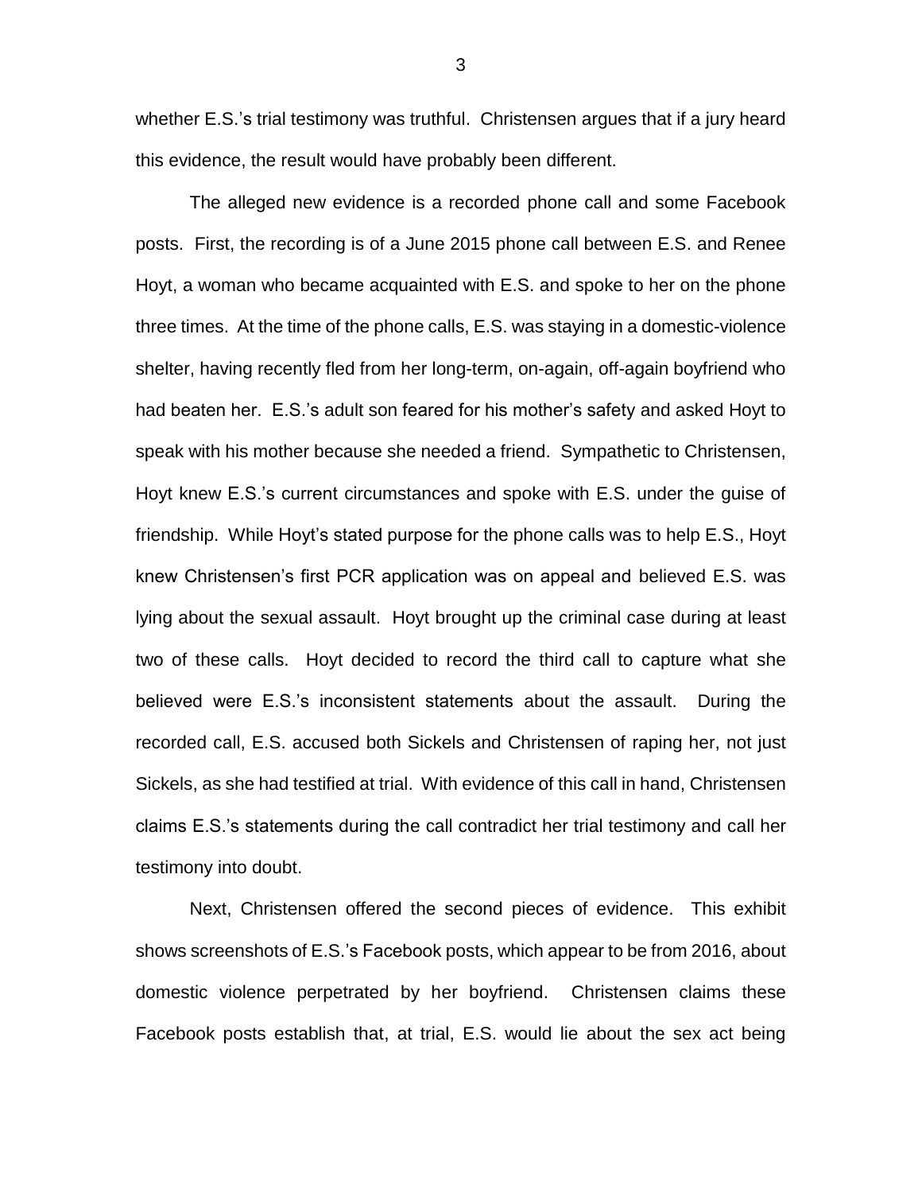whether E.S.'s trial testimony was truthful. Christensen argues that if a jury heard this evidence, the result would have probably been different.

The alleged new evidence is a recorded phone call and some Facebook posts. First, the recording is of a June 2015 phone call between E.S. and Renee Hoyt, a woman who became acquainted with E.S. and spoke to her on the phone three times. At the time of the phone calls, E.S. was staying in a domestic-violence shelter, having recently fled from her long-term, on-again, off-again boyfriend who had beaten her. E.S.'s adult son feared for his mother's safety and asked Hoyt to speak with his mother because she needed a friend. Sympathetic to Christensen, Hoyt knew E.S.'s current circumstances and spoke with E.S. under the guise of friendship. While Hoyt's stated purpose for the phone calls was to help E.S., Hoyt knew Christensen's first PCR application was on appeal and believed E.S. was lying about the sexual assault. Hoyt brought up the criminal case during at least two of these calls. Hoyt decided to record the third call to capture what she believed were E.S.'s inconsistent statements about the assault. During the recorded call, E.S. accused both Sickels and Christensen of raping her, not just Sickels, as she had testified at trial. With evidence of this call in hand, Christensen claims E.S.'s statements during the call contradict her trial testimony and call her testimony into doubt.

Next, Christensen offered the second pieces of evidence. This exhibit shows screenshots of E.S.'s Facebook posts, which appear to be from 2016, about domestic violence perpetrated by her boyfriend. Christensen claims these Facebook posts establish that, at trial, E.S. would lie about the sex act being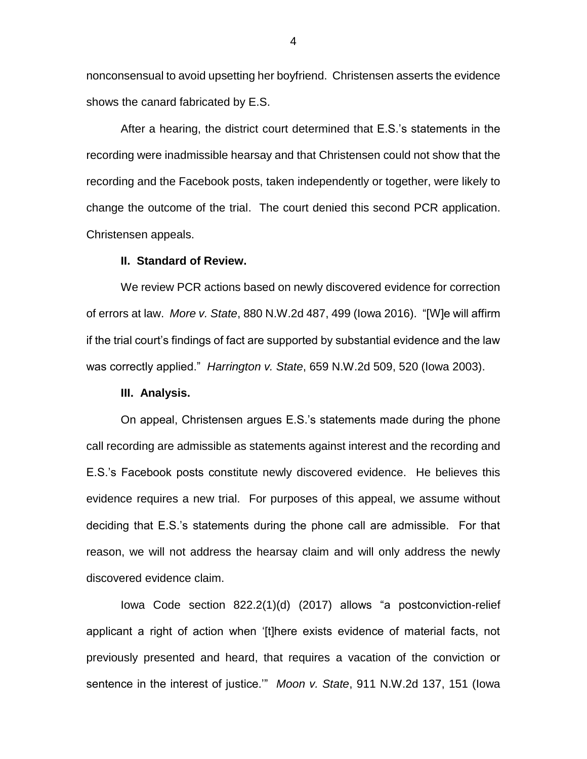nonconsensual to avoid upsetting her boyfriend. Christensen asserts the evidence shows the canard fabricated by E.S.

After a hearing, the district court determined that E.S.'s statements in the recording were inadmissible hearsay and that Christensen could not show that the recording and the Facebook posts, taken independently or together, were likely to change the outcome of the trial. The court denied this second PCR application. Christensen appeals.

## II. Standard of Review.

We review PCR actions based on newly discovered evidence for correction of errors at law. *More v. State*, 880 N.W.2d 487, 499 (Iowa 2016). "[W]e will affirm if the trial court's findings of fact are supported by substantial evidence and the law was correctly applied." *Harrington v. State*, 659 N.W.2d 509, 520 (Iowa 2003).

## III. Analysis.

On appeal, Christensen argues E.S.'s statements made during the phone call recording are admissible as statements against interest and the recording and E.S.'s Facebook posts constitute newly discovered evidence. He believes this evidence requires a new trial. For purposes of this appeal, we assume without deciding that E.S.'s statements during the phone call are admissible. For that reason, we will not address the hearsay claim and will only address the newly discovered evidence claim.

Iowa Code section 822.2(1)(d) (2017) allows "a postconviction-relief applicant a right of action when '[t]here exists evidence of material facts, not previously presented and heard, that requires a vacation of the conviction or sentence in the interest of justice.'" *Moon v. State*, 911 N.W.2d 137, 151 (Iowa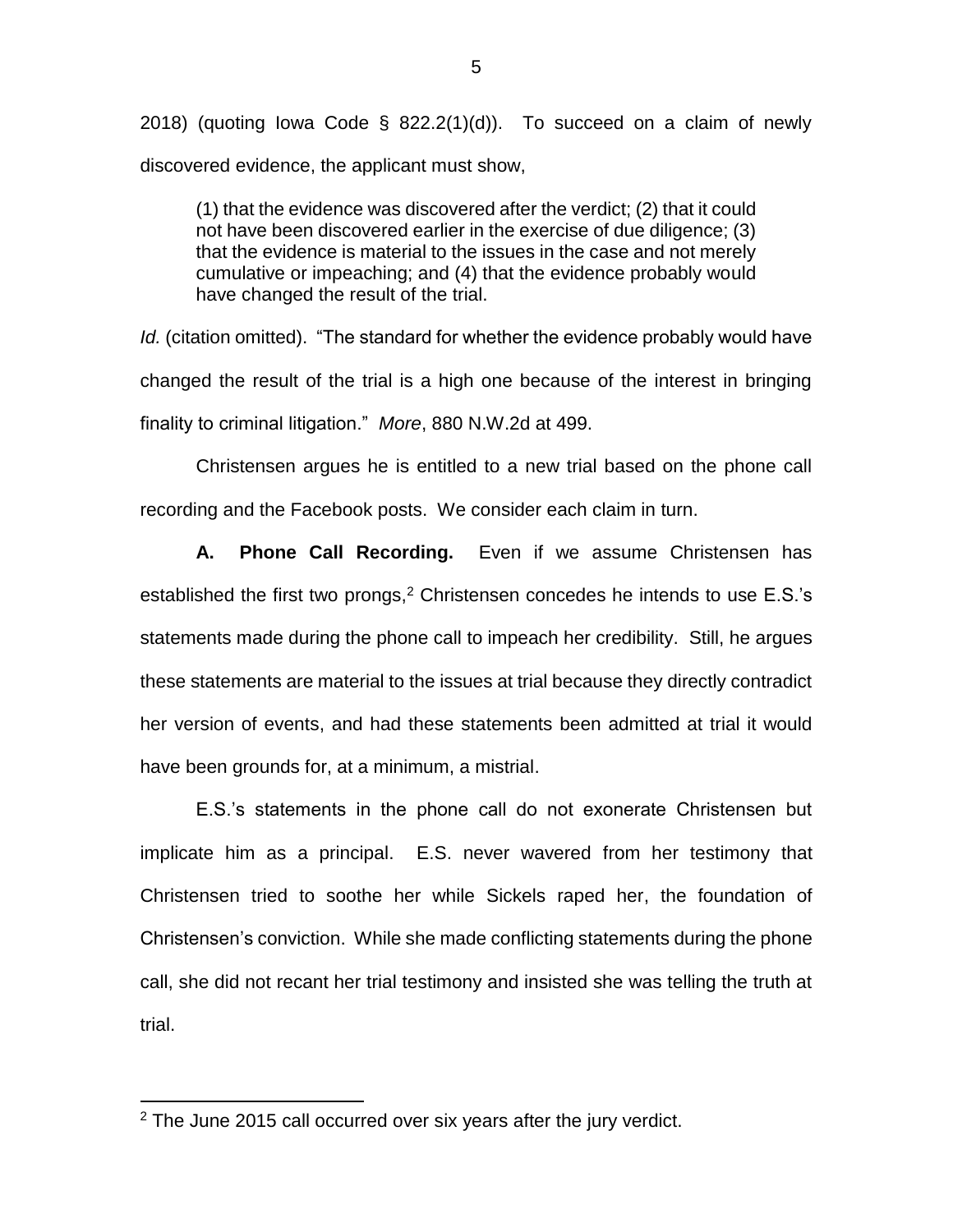2018) (quoting Iowa Code § 822.2(1)(d)). To succeed on a claim of newly discovered evidence, the applicant must show,

> (1) that the evidence was discovered after the verdict; (2) that it could not have been discovered earlier in the exercise of due diligence; (3) that the evidence is material to the issues in the case and not merely cumulative or impeaching; and (4) that the evidence probably would have changed the result of the trial.

*Id.* (citation omitted). "The standard for whether the evidence probably would have changed the result of the trial is a high one because of the interest in bringing finality to criminal litigation." *More*, 880 N.W.2d at 499.

Christensen argues he is entitled to a new trial based on the phone call recording and the Facebook posts. We consider each claim in turn.

**A. Phone Call Recording.** Even if we assume Christensen has established the first two prongs,[2] Christensen concedes he intends to use E.S.'s statements made during the phone call to impeach her credibility. Still, he argues these statements are material to the issues at trial because they directly contradict her version of events, and had these statements been admitted at trial it would have been grounds for, at a minimum, a mistrial.

E.S.'s statements in the phone call do not exonerate Christensen but implicate him as a principal. E.S. never wavered from her testimony that Christensen tried to soothe her while Sickels raped her, the foundation of Christensen's conviction. While she made conflicting statements during the phone call, she did not recant her trial testimony and insisted she was telling the truth at trial.

---

[2] The June 2015 call occurred over six years after the jury verdict.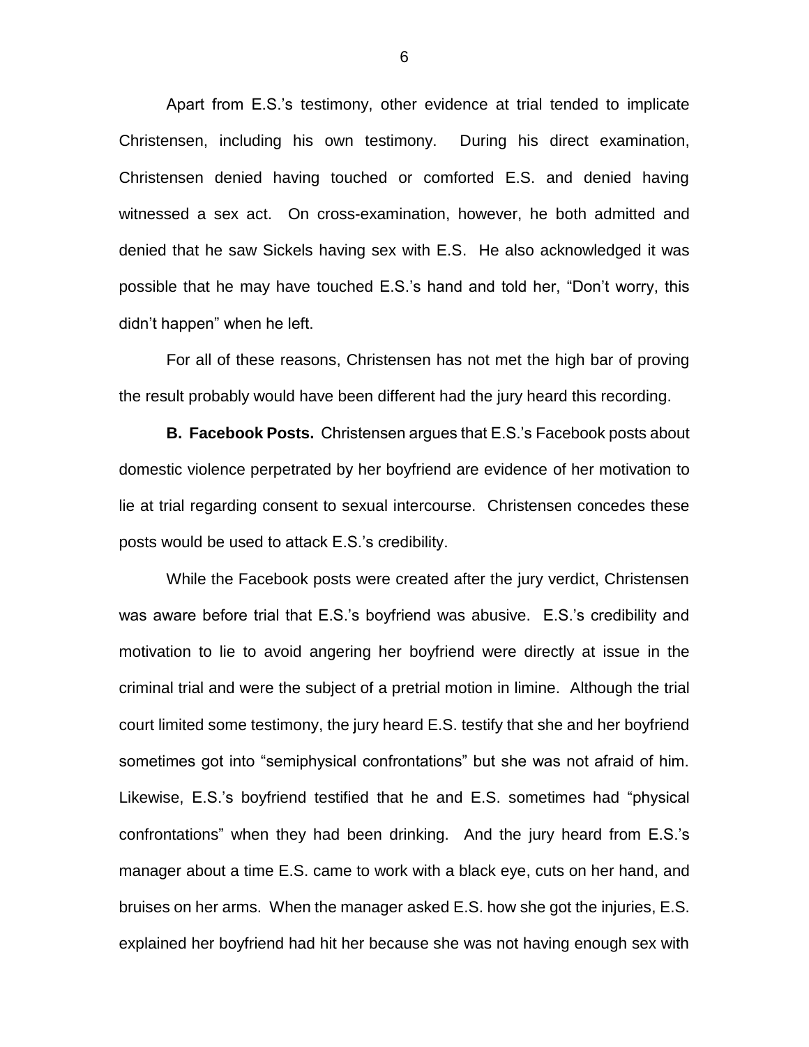Apart from E.S.'s testimony, other evidence at trial tended to implicate Christensen, including his own testimony. During his direct examination, Christensen denied having touched or comforted E.S. and denied having witnessed a sex act. On cross-examination, however, he both admitted and denied that he saw Sickels having sex with E.S. He also acknowledged it was possible that he may have touched E.S.'s hand and told her, "Don't worry, this didn't happen" when he left.

For all of these reasons, Christensen has not met the high bar of proving the result probably would have been different had the jury heard this recording.

**B. Facebook Posts.** Christensen argues that E.S.'s Facebook posts about domestic violence perpetrated by her boyfriend are evidence of her motivation to lie at trial regarding consent to sexual intercourse. Christensen concedes these posts would be used to attack E.S.'s credibility.

While the Facebook posts were created after the jury verdict, Christensen was aware before trial that E.S.'s boyfriend was abusive. E.S.'s credibility and motivation to lie to avoid angering her boyfriend were directly at issue in the criminal trial and were the subject of a pretrial motion in limine. Although the trial court limited some testimony, the jury heard E.S. testify that she and her boyfriend sometimes got into "semiphysical confrontations" but she was not afraid of him. Likewise, E.S.'s boyfriend testified that he and E.S. sometimes had "physical confrontations" when they had been drinking. And the jury heard from E.S.'s manager about a time E.S. came to work with a black eye, cuts on her hand, and bruises on her arms. When the manager asked E.S. how she got the injuries, E.S. explained her boyfriend had hit her because she was not having enough sex with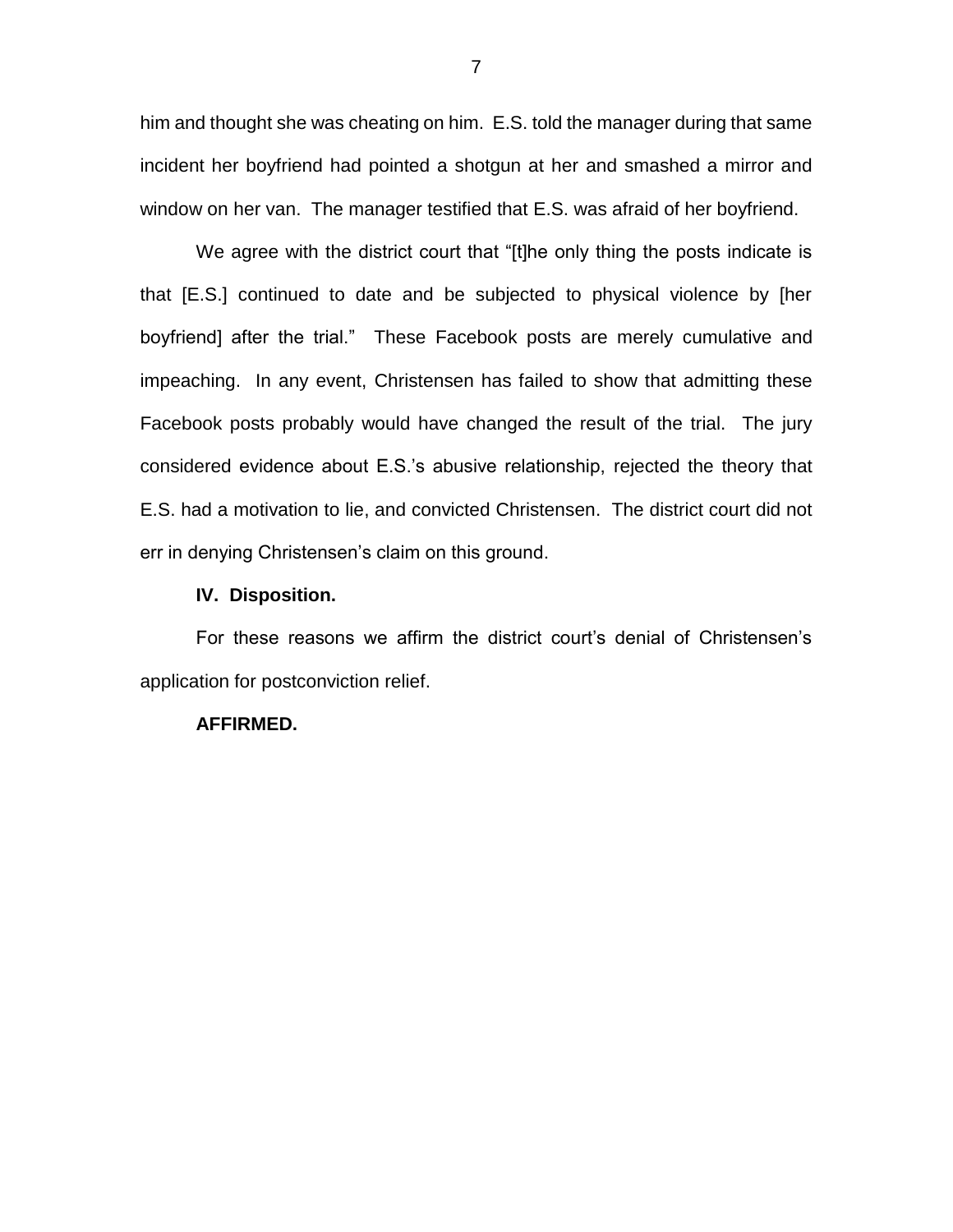him and thought she was cheating on him. E.S. told the manager during that same incident her boyfriend had pointed a shotgun at her and smashed a mirror and window on her van. The manager testified that E.S. was afraid of her boyfriend.

We agree with the district court that "[t]he only thing the posts indicate is that [E.S.] continued to date and be subjected to physical violence by [her boyfriend] after the trial." These Facebook posts are merely cumulative and impeaching. In any event, Christensen has failed to show that admitting these Facebook posts probably would have changed the result of the trial. The jury considered evidence about E.S.'s abusive relationship, rejected the theory that E.S. had a motivation to lie, and convicted Christensen. The district court did not err in denying Christensen's claim on this ground.

**IV. Disposition.**

For these reasons we affirm the district court's denial of Christensen's application for postconviction relief.

**AFFIRMED.**